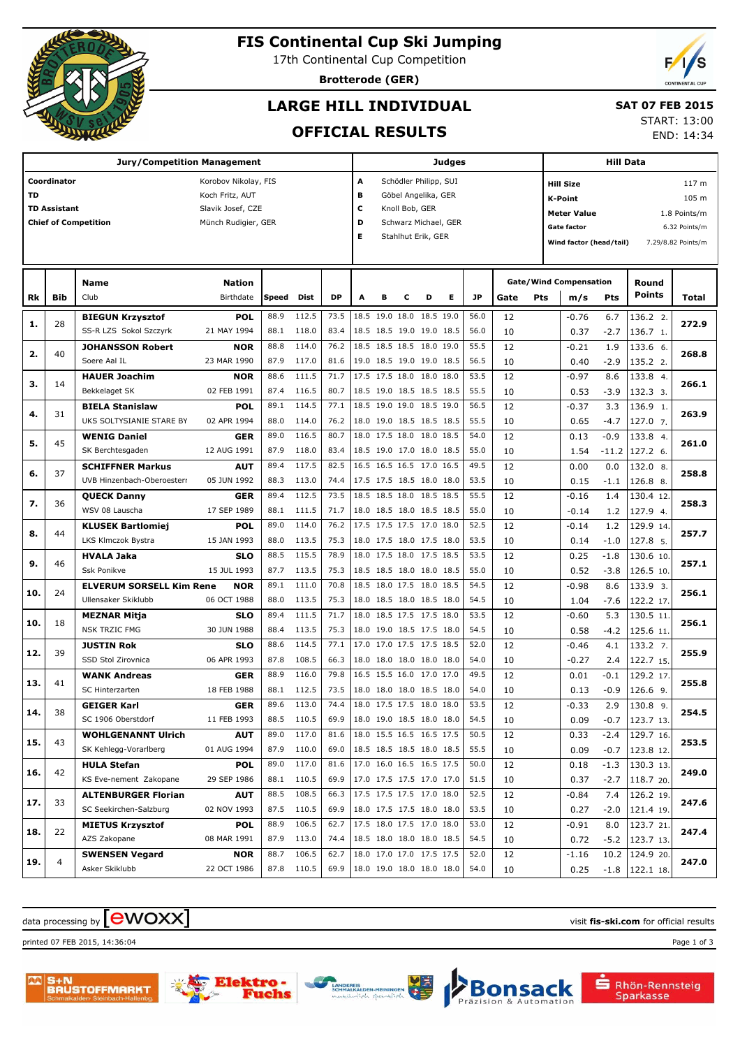# FIS Continental Cup Ski Jumping

17th Continental Cup Competition

**Brotterode (GER)**

## LARGE HILL INDIVIDUAL

## OFFICIAL RESULTS

**SAT 07 FEB 2015**

START: 13:00

END: 14:34

| Jury/Competition Management | | Judges | | Hill Data | |
|---|---|---|---|---|---|
| **Coordinator** | Korobov Nikolay, FIS | **A** | Schödler Philipp, SUI | **Hill Size** | 117 m |
| **TD** | Koch Fritz, AUT | **B** | Göbel Angelika, GER | **K-Point** | 105 m |
| **TD Assistant** | Slavik Josef, CZE | **C** | Knoll Bob, GER | **Meter Value** | 1.8 Points/m |
| **Chief of Competition** | Münch Rudigier, GER | **D** | Schwarz Michael, GER | **Gate factor** | 6.32 Points/m |
| | | **E** | Stahlhut Erik, GER | **Wind factor (head/tail)** | 7.29/8.82 Points/m |

| Rk | Bib | Name / Club | Nation / Birthdate | Speed | Dist | DP | A | B | C | D | E | JP | Gate | Pts | m/s | Pts | Round Points | Total |
|---|---|---|---|---|---|---|---|---|---|---|---|---|---|---|---|---|---|---|
| **1.** | 28 | **BIEGUN Krzysztof** | **POL** | 88.9 | 112.5 | 73.5 | 18.5 | 19.0 | 18.0 | 18.5 | 19.0 | 56.0 | 12 | | -0.76 | 6.7 | 136.2 2. | **272.9** |
| | | SS-R LZS Sokol Szczyrk | 21 MAY 1994 | 88.1 | 118.0 | 83.4 | 18.5 | 18.5 | 19.0 | 19.0 | 18.5 | 56.0 | 10 | | 0.37 | -2.7 | 136.7 1. | |
| **2.** | 40 | **JOHANSSON Robert** | **NOR** | 88.8 | 114.0 | 76.2 | 18.5 | 18.5 | 18.5 | 18.0 | 19.0 | 55.5 | 12 | | -0.21 | 1.9 | 133.6 6. | **268.8** |
| | | Soere Aal IL | 23 MAR 1990 | 87.9 | 117.0 | 81.6 | 19.0 | 18.5 | 19.0 | 19.0 | 18.5 | 56.5 | 10 | | 0.40 | -2.9 | 135.2 2. | |
| **3.** | 14 | **HAUER Joachim** | **NOR** | 88.6 | 111.5 | 71.7 | 17.5 | 17.5 | 18.0 | 18.0 | 18.0 | 53.5 | 12 | | -0.97 | 8.6 | 133.8 4. | **266.1** |
| | | Bekkelaget SK | 02 FEB 1991 | 87.4 | 116.5 | 80.7 | 18.5 | 19.0 | 18.5 | 18.5 | 18.5 | 55.5 | 10 | | 0.53 | -3.9 | 132.3 3. | |
| **4.** | 31 | **BIELA Stanislaw** | **POL** | 89.1 | 114.5 | 77.1 | 18.5 | 19.0 | 19.0 | 18.5 | 19.0 | 56.5 | 12 | | -0.37 | 3.3 | 136.9 1. | **263.9** |
| | | UKS SOLTYSIANIE STARE BY | 02 APR 1994 | 88.0 | 114.0 | 76.2 | 18.0 | 19.0 | 18.5 | 18.5 | 18.5 | 55.5 | 10 | | 0.65 | -4.7 | 127.0 7. | |
| **5.** | 45 | **WENIG Daniel** | **GER** | 89.0 | 116.5 | 80.7 | 18.0 | 17.5 | 18.0 | 18.0 | 18.5 | 54.0 | 12 | | 0.13 | -0.9 | 133.8 4. | **261.0** |
| | | SK Berchtesgaden | 12 AUG 1991 | 87.9 | 118.0 | 83.4 | 18.5 | 19.0 | 17.0 | 18.0 | 18.5 | 55.0 | 10 | | 1.54 | -11.2 | 127.2 6. | |
| **6.** | 37 | **SCHIFFNER Markus** | **AUT** | 89.4 | 117.5 | 82.5 | 16.5 | 16.5 | 16.5 | 17.0 | 16.5 | 49.5 | 12 | | 0.00 | 0.0 | 132.0 8. | **258.8** |
| | | UVB Hinzenbach-Oberoesterr | 05 JUN 1992 | 88.3 | 113.0 | 74.4 | 17.5 | 17.5 | 18.5 | 18.0 | 18.0 | 53.5 | 10 | | 0.15 | -1.1 | 126.8 8. | |
| **7.** | 36 | **QUECK Danny** | **GER** | 89.4 | 112.5 | 73.5 | 18.5 | 18.5 | 18.0 | 18.5 | 18.5 | 55.5 | 12 | | -0.16 | 1.4 | 130.4 12. | **258.3** |
| | | WSV 08 Lauscha | 17 SEP 1989 | 88.1 | 111.5 | 71.7 | 18.0 | 18.5 | 18.0 | 18.5 | 18.5 | 55.0 | 10 | | -0.14 | 1.2 | 127.9 4. | |
| **8.** | 44 | **KLUSEK Bartlomiej** | **POL** | 89.0 | 114.0 | 76.2 | 17.5 | 17.5 | 17.5 | 17.0 | 18.0 | 52.5 | 12 | | -0.14 | 1.2 | 129.9 14. | **257.7** |
| | | LKS Klmczok Bystra | 15 JAN 1993 | 88.0 | 113.5 | 75.3 | 18.0 | 17.5 | 18.0 | 17.5 | 18.0 | 53.5 | 10 | | 0.14 | -1.0 | 127.8 5. | |
| **9.** | 46 | **HVALA Jaka** | **SLO** | 88.5 | 115.5 | 78.9 | 18.0 | 17.5 | 18.0 | 17.5 | 18.5 | 53.5 | 12 | | 0.25 | -1.8 | 130.6 10. | **257.1** |
| | | Ssk Ponikve | 15 JUL 1993 | 87.7 | 113.5 | 75.3 | 18.5 | 18.5 | 18.0 | 18.0 | 18.5 | 55.0 | 10 | | 0.52 | -3.8 | 126.5 10. | |
| **10.** | 24 | **ELVERUM SORSELL Kim Rene** | **NOR** | 89.1 | 111.0 | 70.8 | 18.5 | 18.0 | 17.5 | 18.0 | 18.5 | 54.5 | 12 | | -0.98 | 8.6 | 133.9 3. | **256.1** |
| | | Ullensaker Skiklubb | 06 OCT 1988 | 88.0 | 113.5 | 75.3 | 18.0 | 18.5 | 18.0 | 18.5 | 18.0 | 54.5 | 10 | | 1.04 | -7.6 | 122.2 17. | |
| **10.** | 18 | **MEZNAR Mitja** | **SLO** | 89.4 | 111.5 | 71.7 | 18.0 | 18.5 | 17.5 | 17.5 | 18.0 | 53.5 | 12 | | -0.60 | 5.3 | 130.5 11. | **256.1** |
| | | NSK TRZIC FMG | 30 JUN 1988 | 88.4 | 113.5 | 75.3 | 18.0 | 19.0 | 18.5 | 17.5 | 18.0 | 54.5 | 10 | | 0.58 | -4.2 | 125.6 11. | |
| **12.** | 39 | **JUSTIN Rok** | **SLO** | 88.6 | 114.5 | 77.1 | 17.0 | 17.0 | 17.5 | 17.5 | 18.5 | 52.0 | 12 | | -0.46 | 4.1 | 133.2 7. | **255.9** |
| | | SSD Stol Zirovnica | 06 APR 1993 | 87.8 | 108.5 | 66.3 | 18.0 | 18.0 | 18.0 | 18.0 | 18.0 | 54.0 | 10 | | -0.27 | 2.4 | 122.7 15. | |
| **13.** | 41 | **WANK Andreas** | **GER** | 88.9 | 116.0 | 79.8 | 16.5 | 15.5 | 16.0 | 17.0 | 17.0 | 49.5 | 12 | | 0.01 | -0.1 | 129.2 17. | **255.8** |
| | | SC Hinterzarten | 18 FEB 1988 | 88.1 | 112.5 | 73.5 | 18.0 | 18.0 | 18.0 | 18.5 | 18.0 | 54.0 | 10 | | 0.13 | -0.9 | 126.6 9. | |
| **14.** | 38 | **GEIGER Karl** | **GER** | 89.6 | 113.0 | 74.4 | 18.0 | 17.5 | 17.5 | 18.0 | 18.0 | 53.5 | 12 | | -0.33 | 2.9 | 130.8 9. | **254.5** |
| | | SC 1906 Oberstdorf | 11 FEB 1993 | 88.5 | 110.5 | 69.9 | 18.0 | 19.0 | 18.5 | 18.0 | 18.0 | 54.5 | 10 | | 0.09 | -0.7 | 123.7 13. | |
| **15.** | 43 | **WOHLGENANNT Ulrich** | **AUT** | 89.0 | 117.0 | 81.6 | 18.0 | 15.5 | 16.5 | 16.5 | 17.5 | 50.5 | 12 | | 0.33 | -2.4 | 129.7 16. | **253.5** |
| | | SK Kehlegg-Vorarlberg | 01 AUG 1994 | 87.9 | 110.0 | 69.0 | 18.5 | 18.5 | 18.5 | 18.0 | 18.5 | 55.5 | 10 | | 0.09 | -0.7 | 123.8 12. | |
| **16.** | 42 | **HULA Stefan** | **POL** | 89.0 | 117.0 | 81.6 | 17.0 | 16.0 | 16.5 | 16.5 | 17.5 | 50.0 | 12 | | 0.18 | -1.3 | 130.3 13. | **249.0** |
| | | KS Eve-nement Zakopane | 29 SEP 1986 | 88.1 | 110.5 | 69.9 | 17.0 | 17.5 | 17.5 | 17.0 | 17.0 | 51.5 | 10 | | 0.37 | -2.7 | 118.7 20. | |
| **17.** | 33 | **ALTENBURGER Florian** | **AUT** | 88.5 | 108.5 | 66.3 | 17.5 | 17.5 | 17.5 | 17.0 | 18.0 | 52.5 | 12 | | -0.84 | 7.4 | 126.2 19. | **247.6** |
| | | SC Seekirchen-Salzburg | 02 NOV 1993 | 87.5 | 110.5 | 69.9 | 18.0 | 17.5 | 17.5 | 18.0 | 18.0 | 53.5 | 10 | | 0.27 | -2.0 | 121.4 19. | |
| **18.** | 22 | **MIETUS Krzysztof** | **POL** | 88.9 | 106.5 | 62.7 | 17.5 | 18.0 | 17.5 | 17.0 | 18.0 | 53.0 | 12 | | -0.91 | 8.0 | 123.7 21. | **247.4** |
| | | AZS Zakopane | 08 MAR 1991 | 87.9 | 113.0 | 74.4 | 18.5 | 18.0 | 18.0 | 18.0 | 18.5 | 54.5 | 10 | | 0.72 | -5.2 | 123.7 13. | |
| **19.** | 4 | **SWENSEN Vegard** | **NOR** | 88.7 | 106.5 | 62.7 | 18.0 | 17.0 | 17.0 | 17.5 | 17.5 | 52.0 | 12 | | -1.16 | 10.2 | 124.9 20. | **247.0** |
| | | Asker Skiklubb | 22 OCT 1986 | 87.8 | 110.5 | 69.9 | 18.0 | 19.0 | 18.0 | 18.0 | 18.0 | 54.0 | 10 | | 0.25 | -1.8 | 122.1 18. | |

data processing by ewoxx — visit **fis-ski.com** for official results

printed 07 FEB 2015, 14:36:04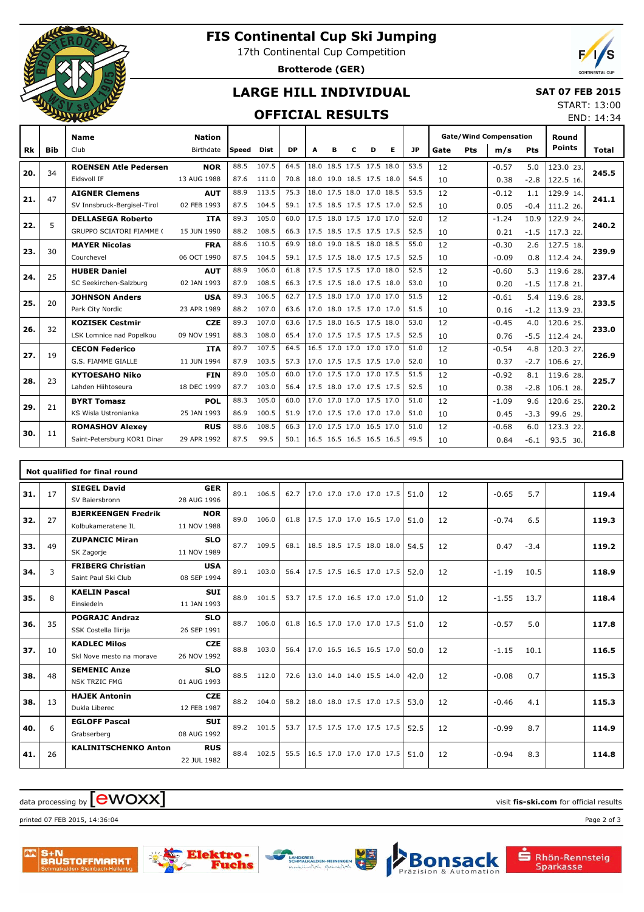# FIS Continental Cup Ski Jumping

17th Continental Cup Competition

**Brotterode (GER)**

## LARGE HILL INDIVIDUAL

### OFFICIAL RESULTS

**SAT 07 FEB 2015**

START: 13:00

END: 14:34

| Rk | Bib | Name / Club | Nation / Birthdate | Speed | Dist | DP | A | B | C | D | E | JP | Gate | Pts | m/s | Pts | Round Points | Total |
|---|---|---|---|---|---|---|---|---|---|---|---|---|---|---|---|---|---|---|
| 20. | 34 | **ROENSEN Atle Pedersen** | **NOR** | 88.5 | 107.5 | 64.5 | 18.0 | 18.5 | 17.5 | 17.5 | 18.0 | 53.5 | 12 | | -0.57 | 5.0 | 123.0 23. | **245.5** |
| | | Eidsvoll IF | 13 AUG 1988 | 87.6 | 111.0 | 70.8 | 18.0 | 19.0 | 18.5 | 17.5 | 18.0 | 54.5 | 10 | | 0.38 | -2.8 | 122.5 16. | |
| 21. | 47 | **AIGNER Clemens** | **AUT** | 88.9 | 113.5 | 75.3 | 18.0 | 17.5 | 18.0 | 17.0 | 18.5 | 53.5 | 12 | | -0.12 | 1.1 | 129.9 14. | **241.1** |
| | | SV Innsbruck-Bergisel-Tirol | 02 FEB 1993 | 87.5 | 104.5 | 59.1 | 17.5 | 18.5 | 17.5 | 17.5 | 17.0 | 52.5 | 10 | | 0.05 | -0.4 | 111.2 26. | |
| 22. | 5 | **DELLASEGA Roberto** | **ITA** | 89.3 | 105.0 | 60.0 | 17.5 | 18.0 | 17.5 | 17.0 | 17.0 | 52.0 | 12 | | -1.24 | 10.9 | 122.9 24. | **240.2** |
| | | GRUPPO SCIATORI FIAMME ( | 15 JUN 1990 | 88.2 | 108.5 | 66.3 | 17.5 | 18.5 | 17.5 | 17.5 | 17.5 | 52.5 | 10 | | 0.21 | -1.5 | 117.3 22. | |
| 23. | 30 | **MAYER Nicolas** | **FRA** | 88.6 | 110.5 | 69.9 | 18.0 | 19.0 | 18.5 | 18.0 | 18.5 | 55.0 | 12 | | -0.30 | 2.6 | 127.5 18. | **239.9** |
| | | Courchevel | 06 OCT 1990 | 87.5 | 104.5 | 59.1 | 17.5 | 17.5 | 18.0 | 17.5 | 17.5 | 52.5 | 10 | | -0.09 | 0.8 | 112.4 24. | |
| 24. | 25 | **HUBER Daniel** | **AUT** | 88.9 | 106.0 | 61.8 | 17.5 | 17.5 | 17.5 | 17.0 | 18.0 | 52.5 | 12 | | -0.60 | 5.3 | 119.6 28. | **237.4** |
| | | SC Seekirchen-Salzburg | 02 JAN 1993 | 87.9 | 108.5 | 66.3 | 17.5 | 17.5 | 18.0 | 17.5 | 18.0 | 53.0 | 10 | | 0.20 | -1.5 | 117.8 21. | |
| 25. | 20 | **JOHNSON Anders** | **USA** | 89.3 | 106.5 | 62.7 | 17.5 | 18.0 | 17.0 | 17.0 | 17.0 | 51.5 | 12 | | -0.61 | 5.4 | 119.6 28. | **233.5** |
| | | Park City Nordic | 23 APR 1989 | 88.2 | 107.0 | 63.6 | 17.0 | 18.0 | 17.5 | 17.0 | 17.0 | 51.5 | 10 | | 0.16 | -1.2 | 113.9 23. | |
| 26. | 32 | **KOZISEK Cestmir** | **CZE** | 89.3 | 107.0 | 63.6 | 17.5 | 18.0 | 16.5 | 17.5 | 18.0 | 53.0 | 12 | | -0.45 | 4.0 | 120.6 25. | **233.0** |
| | | LSK Lomnice nad Popelkou | 09 NOV 1991 | 88.3 | 108.0 | 65.4 | 17.0 | 17.5 | 17.5 | 17.5 | 17.5 | 52.5 | 10 | | 0.76 | -5.5 | 112.4 24. | |
| 27. | 19 | **CECON Federico** | **ITA** | 89.7 | 107.5 | 64.5 | 16.5 | 17.0 | 17.0 | 17.0 | 17.0 | 51.0 | 12 | | -0.54 | 4.8 | 120.3 27. | **226.9** |
| | | G.S. FIAMME GIALLE | 11 JUN 1994 | 87.9 | 103.5 | 57.3 | 17.0 | 17.5 | 17.5 | 17.5 | 17.0 | 52.0 | 10 | | 0.37 | -2.7 | 106.6 27. | |
| 28. | 23 | **KYTOESAHO Niko** | **FIN** | 89.0 | 105.0 | 60.0 | 17.0 | 17.5 | 17.0 | 17.0 | 17.5 | 51.5 | 12 | | -0.92 | 8.1 | 119.6 28. | **225.7** |
| | | Lahden Hiihtoseura | 18 DEC 1999 | 87.7 | 103.0 | 56.4 | 17.5 | 18.0 | 17.0 | 17.5 | 17.5 | 52.5 | 10 | | 0.38 | -2.8 | 106.1 28. | |
| 29. | 21 | **BYRT Tomasz** | **POL** | 88.3 | 105.0 | 60.0 | 17.0 | 17.0 | 17.0 | 17.5 | 17.0 | 51.0 | 12 | | -1.09 | 9.6 | 120.6 25. | **220.2** |
| | | KS Wisla Ustronianka | 25 JAN 1993 | 86.9 | 100.5 | 51.9 | 17.0 | 17.5 | 17.0 | 17.0 | 17.0 | 51.0 | 10 | | 0.45 | -3.3 | 99.6 29. | |
| 30. | 11 | **ROMASHOV Alexey** | **RUS** | 88.6 | 108.5 | 66.3 | 17.0 | 17.5 | 17.0 | 16.5 | 17.0 | 51.0 | 12 | | -0.68 | 6.0 | 123.3 22. | **216.8** |
| | | Saint-Petersburg KOR1 Dinar | 29 APR 1992 | 87.5 | 99.5 | 50.1 | 16.5 | 16.5 | 16.5 | 16.5 | 16.5 | 49.5 | 10 | | 0.84 | -6.1 | 93.5 30. | |

### Not qualified for final round

| Rk | Bib | Name / Club | Nation / Birthdate | Speed | Dist | DP | A | B | C | D | E | JP | Gate | Pts | m/s | Pts | Round Points | Total |
|---|---|---|---|---|---|---|---|---|---|---|---|---|---|---|---|---|---|---|
| 31. | 17 | **SIEGEL David** / SV Baiersbronn | **GER** / 28 AUG 1996 | 89.1 | 106.5 | 62.7 | 17.0 | 17.0 | 17.0 | 17.0 | 17.5 | 51.0 | 12 | | -0.65 | 5.7 | | **119.4** |
| 32. | 27 | **BJERKEENGEN Fredrik** / Kolbukameratene IL | **NOR** / 11 NOV 1988 | 89.0 | 106.0 | 61.8 | 17.5 | 17.0 | 17.0 | 16.5 | 17.0 | 51.0 | 12 | | -0.74 | 6.5 | | **119.3** |
| 33. | 49 | **ZUPANCIC Miran** / SK Zagorje | **SLO** / 11 NOV 1989 | 87.7 | 109.5 | 68.1 | 18.5 | 18.5 | 17.5 | 18.0 | 18.0 | 54.5 | 12 | | 0.47 | -3.4 | | **119.2** |
| 34. | 3 | **FRIBERG Christian** / Saint Paul Ski Club | **USA** / 08 SEP 1994 | 89.1 | 103.0 | 56.4 | 17.5 | 17.5 | 16.5 | 17.0 | 17.5 | 52.0 | 12 | | -1.19 | 10.5 | | **118.9** |
| 35. | 8 | **KAELIN Pascal** / Einsiedeln | **SUI** / 11 JAN 1993 | 88.9 | 101.5 | 53.7 | 17.5 | 17.0 | 16.5 | 17.0 | 17.0 | 51.0 | 12 | | -1.55 | 13.7 | | **118.4** |
| 36. | 35 | **POGRAJC Andraz** / SSK Costella Ilirija | **SLO** / 26 SEP 1991 | 88.7 | 106.0 | 61.8 | 16.5 | 17.0 | 17.0 | 17.0 | 17.5 | 51.0 | 12 | | -0.57 | 5.0 | | **117.8** |
| 37. | 10 | **KADLEC Milos** / Skl Nove mesto na morave | **CZE** / 26 NOV 1992 | 88.8 | 103.0 | 56.4 | 17.0 | 16.5 | 16.5 | 16.5 | 17.0 | 50.0 | 12 | | -1.15 | 10.1 | | **116.5** |
| 38. | 48 | **SEMENIC Anze** / NSK TRZIC FMG | **SLO** / 01 AUG 1993 | 88.5 | 112.0 | 72.6 | 13.0 | 14.0 | 14.0 | 15.5 | 14.0 | 42.0 | 12 | | -0.08 | 0.7 | | **115.3** |
| 38. | 13 | **HAJEK Antonin** / Dukla Liberec | **CZE** / 12 FEB 1987 | 88.2 | 104.0 | 58.2 | 18.0 | 18.0 | 17.5 | 17.0 | 17.5 | 53.0 | 12 | | -0.46 | 4.1 | | **115.3** |
| 40. | 6 | **EGLOFF Pascal** / Grabserberg | **SUI** / 08 AUG 1992 | 89.2 | 101.5 | 53.7 | 17.5 | 17.5 | 17.0 | 17.5 | 17.5 | 52.5 | 12 | | -0.99 | 8.7 | | **114.9** |
| 41. | 26 | **KALINITSCHENKO Anton** | **RUS** / 22 JUL 1982 | 88.4 | 102.5 | 55.5 | 16.5 | 17.0 | 17.0 | 17.0 | 17.5 | 51.0 | 12 | | -0.94 | 8.3 | | **114.8** |

data processing by ewoxx — visit **fis-ski.com** for official results

printed 07 FEB 2015, 14:36:04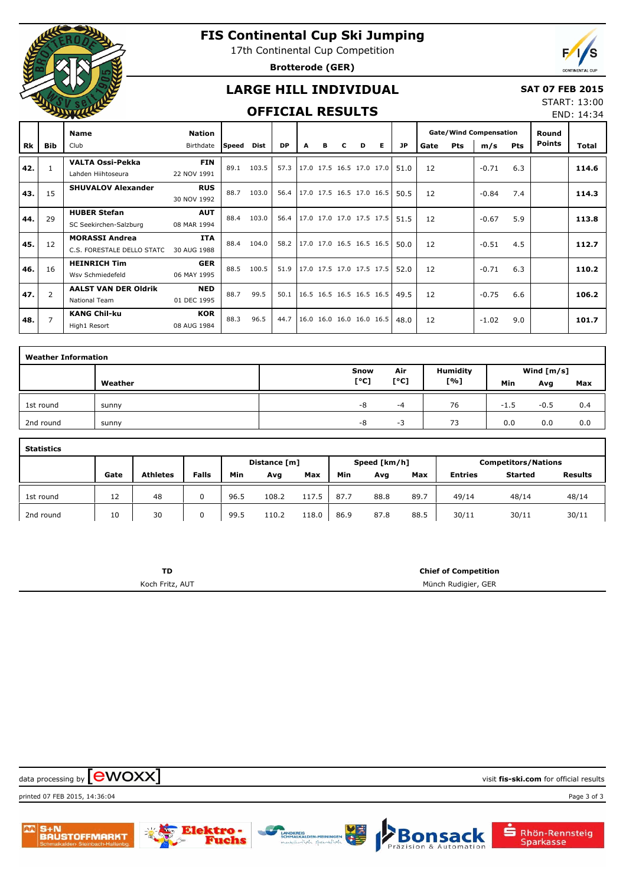# FIS Continental Cup Ski Jumping

17th Continental Cup Competition

**Brotterode (GER)**

## LARGE HILL INDIVIDUAL

## OFFICIAL RESULTS

**SAT 07 FEB 2015**

START: 13:00

END: 14:34

| Rk | Bib | Name / Club | Nation / Birthdate | Speed | Dist | DP | A | B | C | D | E | JP | Gate | Pts | m/s | Pts | Round Points | Total |
|---|---|---|---|---|---|---|---|---|---|---|---|---|---|---|---|---|---|---|
| 42. | 1 | **VALTA Ossi-Pekka** Lahden Hiihtoseura | **FIN** 22 NOV 1991 | 89.1 | 103.5 | 57.3 | 17.0 | 17.5 | 16.5 | 17.0 | 17.0 | 51.0 | 12 | | -0.71 | 6.3 | | **114.6** |
| 43. | 15 | **SHUVALOV Alexander** | **RUS** 30 NOV 1992 | 88.7 | 103.0 | 56.4 | 17.0 | 17.5 | 16.5 | 17.0 | 16.5 | 50.5 | 12 | | -0.84 | 7.4 | | **114.3** |
| 44. | 29 | **HUBER Stefan** SC Seekirchen-Salzburg | **AUT** 08 MAR 1994 | 88.4 | 103.0 | 56.4 | 17.0 | 17.0 | 17.0 | 17.5 | 17.5 | 51.5 | 12 | | -0.67 | 5.9 | | **113.8** |
| 45. | 12 | **MORASSI Andrea** C.S. FORESTALE DELLO STATC | **ITA** 30 AUG 1988 | 88.4 | 104.0 | 58.2 | 17.0 | 17.0 | 16.5 | 16.5 | 16.5 | 50.0 | 12 | | -0.51 | 4.5 | | **112.7** |
| 46. | 16 | **HEINRICH Tim** Wsv Schmiedefeld | **GER** 06 MAY 1995 | 88.5 | 100.5 | 51.9 | 17.0 | 17.5 | 17.0 | 17.5 | 17.5 | 52.0 | 12 | | -0.71 | 6.3 | | **110.2** |
| 47. | 2 | **AALST VAN DER Oldrik** National Team | **NED** 01 DEC 1995 | 88.7 | 99.5 | 50.1 | 16.5 | 16.5 | 16.5 | 16.5 | 16.5 | 49.5 | 12 | | -0.75 | 6.6 | | **106.2** |
| 48. | 7 | **KANG Chil-ku** High1 Resort | **KOR** 08 AUG 1984 | 88.3 | 96.5 | 44.7 | 16.0 | 16.0 | 16.0 | 16.0 | 16.5 | 48.0 | 12 | | -1.02 | 9.0 | | **101.7** |

### Weather Information

| | Weather | Snow [°C] | Air [°C] | Humidity [%] | Wind [m/s] Min | Avg | Max |
|---|---|---|---|---|---|---|---|
| 1st round | sunny | -8 | -4 | 76 | -1.5 | -0.5 | 0.4 |
| 2nd round | sunny | -8 | -3 | 73 | 0.0 | 0.0 | 0.0 |

### Statistics

| | Gate | Athletes | Falls | Distance [m] Min | Avg | Max | Speed [km/h] Min | Avg | Max | Competitors/Nations Entries | Started | Results |
|---|---|---|---|---|---|---|---|---|---|---|---|---|
| 1st round | 12 | 48 | 0 | 96.5 | 108.2 | 117.5 | 87.7 | 88.8 | 89.7 | 49/14 | 48/14 | 48/14 |
| 2nd round | 10 | 30 | 0 | 99.5 | 110.2 | 118.0 | 86.9 | 87.8 | 88.5 | 30/11 | 30/11 | 30/11 |

**TD**
Koch Fritz, AUT

**Chief of Competition**
Münch Rudigier, GER

data processing by ewoxx

visit fis-ski.com for official results

printed 07 FEB 2015, 14:36:04